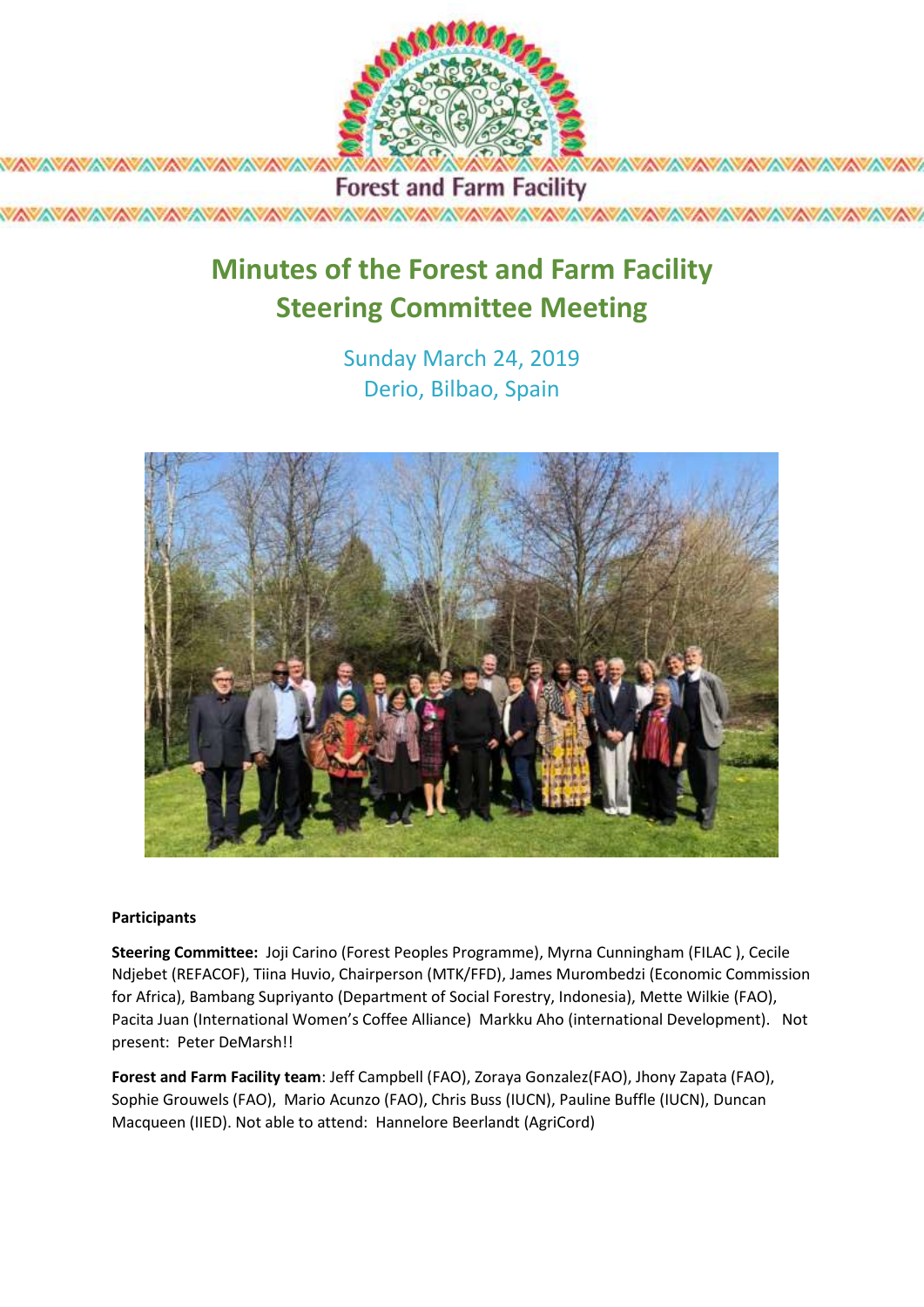Forest and Farm Facility

# Minutes of the Forest and Farm Facility Steering Committee Meeting

Sunday March 24, 2019
Derio, Bilbao, Spain

**Participants**

**Steering Committee:** Joji Carino (Forest Peoples Programme), Myrna Cunningham (FILAC ), Cecile Ndjebet (REFACOF), Tiina Huvio, Chairperson (MTK/FFD), James Murombedzi (Economic Commission for Africa), Bambang Supriyanto (Department of Social Forestry, Indonesia), Mette Wilkie (FAO), Pacita Juan (International Women's Coffee Alliance) Markku Aho (international Development). Not present: Peter DeMarsh!!

**Forest and Farm Facility team**: Jeff Campbell (FAO), Zoraya Gonzalez(FAO), Jhony Zapata (FAO), Sophie Grouwels (FAO), Mario Acunzo (FAO), Chris Buss (IUCN), Pauline Buffle (IUCN), Duncan Macqueen (IIED). Not able to attend: Hannelore Beerlandt (AgriCord)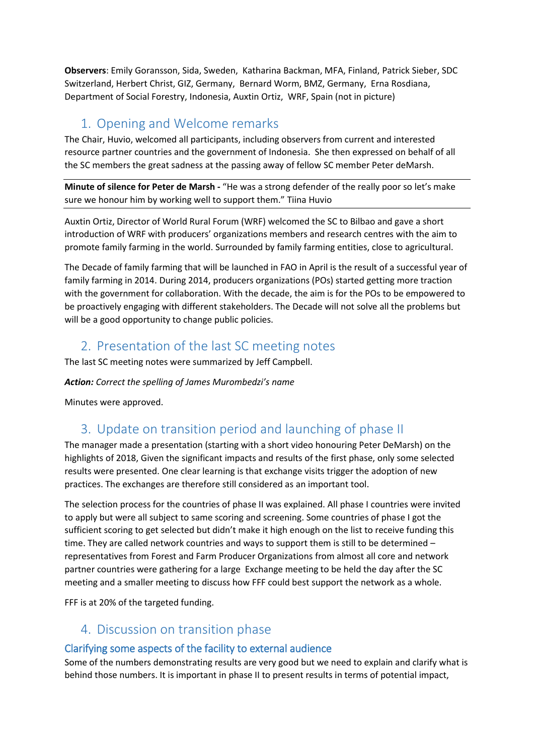**Observers**: Emily Goransson, Sida, Sweden, Katharina Backman, MFA, Finland, Patrick Sieber, SDC Switzerland, Herbert Christ, GIZ, Germany, Bernard Worm, BMZ, Germany, Erna Rosdiana, Department of Social Forestry, Indonesia, Auxtin Ortiz, WRF, Spain (not in picture)

## 1. Opening and Welcome remarks

The Chair, Huvio, welcomed all participants, including observers from current and interested resource partner countries and the government of Indonesia. She then expressed on behalf of all the SC members the great sadness at the passing away of fellow SC member Peter deMarsh.

---

**Minute of silence for Peter de Marsh -** "He was a strong defender of the really poor so let's make sure we honour him by working well to support them." Tiina Huvio

---

Auxtin Ortiz, Director of World Rural Forum (WRF) welcomed the SC to Bilbao and gave a short introduction of WRF with producers' organizations members and research centres with the aim to promote family farming in the world. Surrounded by family farming entities, close to agricultural.

The Decade of family farming that will be launched in FAO in April is the result of a successful year of family farming in 2014. During 2014, producers organizations (POs) started getting more traction with the government for collaboration. With the decade, the aim is for the POs to be empowered to be proactively engaging with different stakeholders. The Decade will not solve all the problems but will be a good opportunity to change public policies.

## 2. Presentation of the last SC meeting notes

The last SC meeting notes were summarized by Jeff Campbell.

***Action:*** *Correct the spelling of James Murombedzi's name*

Minutes were approved.

## 3. Update on transition period and launching of phase II

The manager made a presentation (starting with a short video honouring Peter DeMarsh) on the highlights of 2018, Given the significant impacts and results of the first phase, only some selected results were presented. One clear learning is that exchange visits trigger the adoption of new practices. The exchanges are therefore still considered as an important tool.

The selection process for the countries of phase II was explained. All phase I countries were invited to apply but were all subject to same scoring and screening. Some countries of phase I got the sufficient scoring to get selected but didn't make it high enough on the list to receive funding this time. They are called network countries and ways to support them is still to be determined – representatives from Forest and Farm Producer Organizations from almost all core and network partner countries were gathering for a large Exchange meeting to be held the day after the SC meeting and a smaller meeting to discuss how FFF could best support the network as a whole.

FFF is at 20% of the targeted funding.

## 4. Discussion on transition phase

### Clarifying some aspects of the facility to external audience

Some of the numbers demonstrating results are very good but we need to explain and clarify what is behind those numbers. It is important in phase II to present results in terms of potential impact,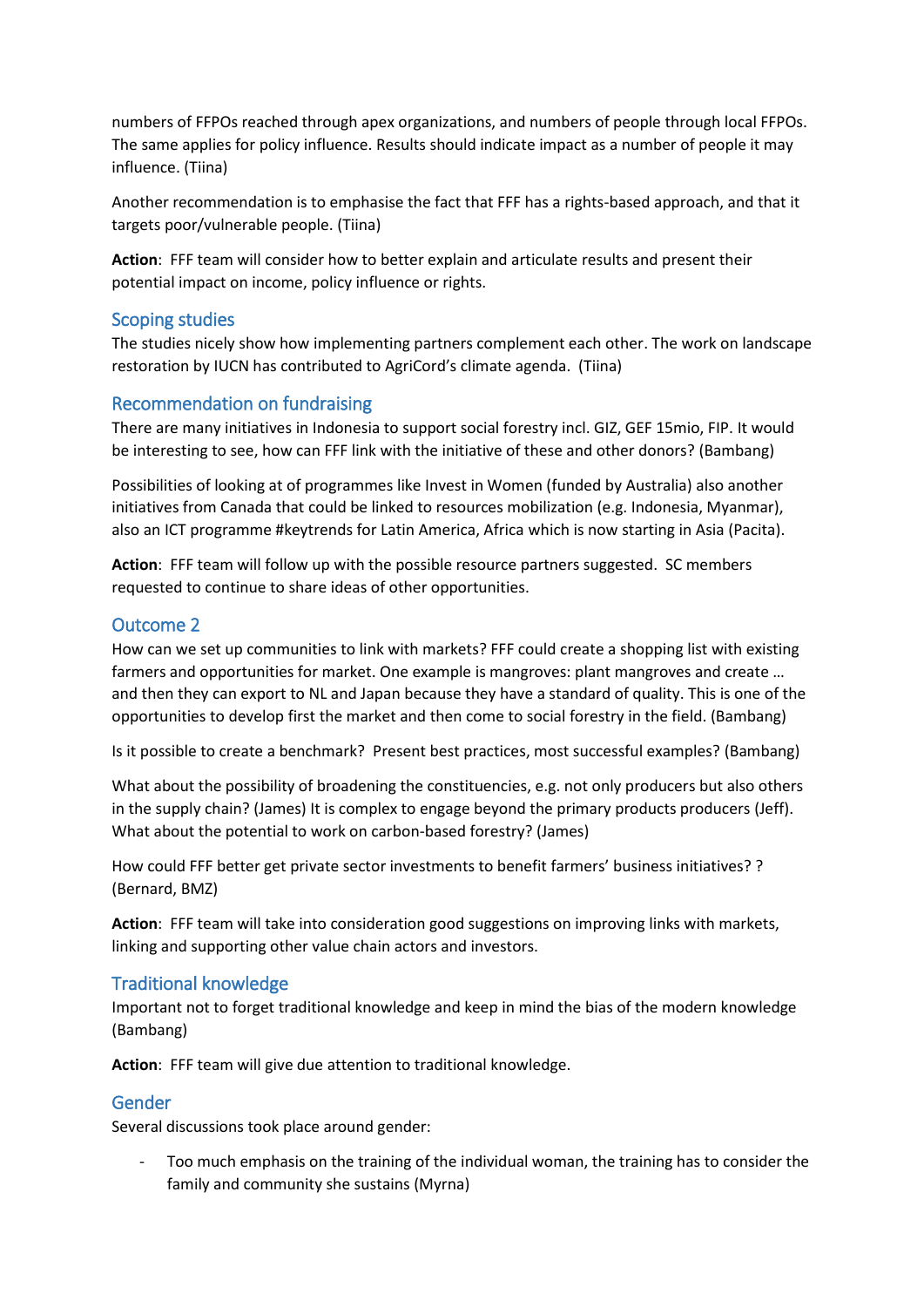numbers of FFPOs reached through apex organizations, and numbers of people through local FFPOs. The same applies for policy influence. Results should indicate impact as a number of people it may influence. (Tiina)

Another recommendation is to emphasise the fact that FFF has a rights-based approach, and that it targets poor/vulnerable people. (Tiina)

**Action**: FFF team will consider how to better explain and articulate results and present their potential impact on income, policy influence or rights.

## Scoping studies

The studies nicely show how implementing partners complement each other. The work on landscape restoration by IUCN has contributed to AgriCord's climate agenda. (Tiina)

## Recommendation on fundraising

There are many initiatives in Indonesia to support social forestry incl. GIZ, GEF 15mio, FIP. It would be interesting to see, how can FFF link with the initiative of these and other donors? (Bambang)

Possibilities of looking at of programmes like Invest in Women (funded by Australia) also another initiatives from Canada that could be linked to resources mobilization (e.g. Indonesia, Myanmar), also an ICT programme #keytrends for Latin America, Africa which is now starting in Asia (Pacita).

**Action**: FFF team will follow up with the possible resource partners suggested. SC members requested to continue to share ideas of other opportunities.

## Outcome 2

How can we set up communities to link with markets? FFF could create a shopping list with existing farmers and opportunities for market. One example is mangroves: plant mangroves and create … and then they can export to NL and Japan because they have a standard of quality. This is one of the opportunities to develop first the market and then come to social forestry in the field. (Bambang)

Is it possible to create a benchmark? Present best practices, most successful examples? (Bambang)

What about the possibility of broadening the constituencies, e.g. not only producers but also others in the supply chain? (James) It is complex to engage beyond the primary products producers (Jeff). What about the potential to work on carbon-based forestry? (James)

How could FFF better get private sector investments to benefit farmers' business initiatives? ? (Bernard, BMZ)

**Action**: FFF team will take into consideration good suggestions on improving links with markets, linking and supporting other value chain actors and investors.

## Traditional knowledge

Important not to forget traditional knowledge and keep in mind the bias of the modern knowledge (Bambang)

**Action**: FFF team will give due attention to traditional knowledge.

## Gender

Several discussions took place around gender:

- Too much emphasis on the training of the individual woman, the training has to consider the family and community she sustains (Myrna)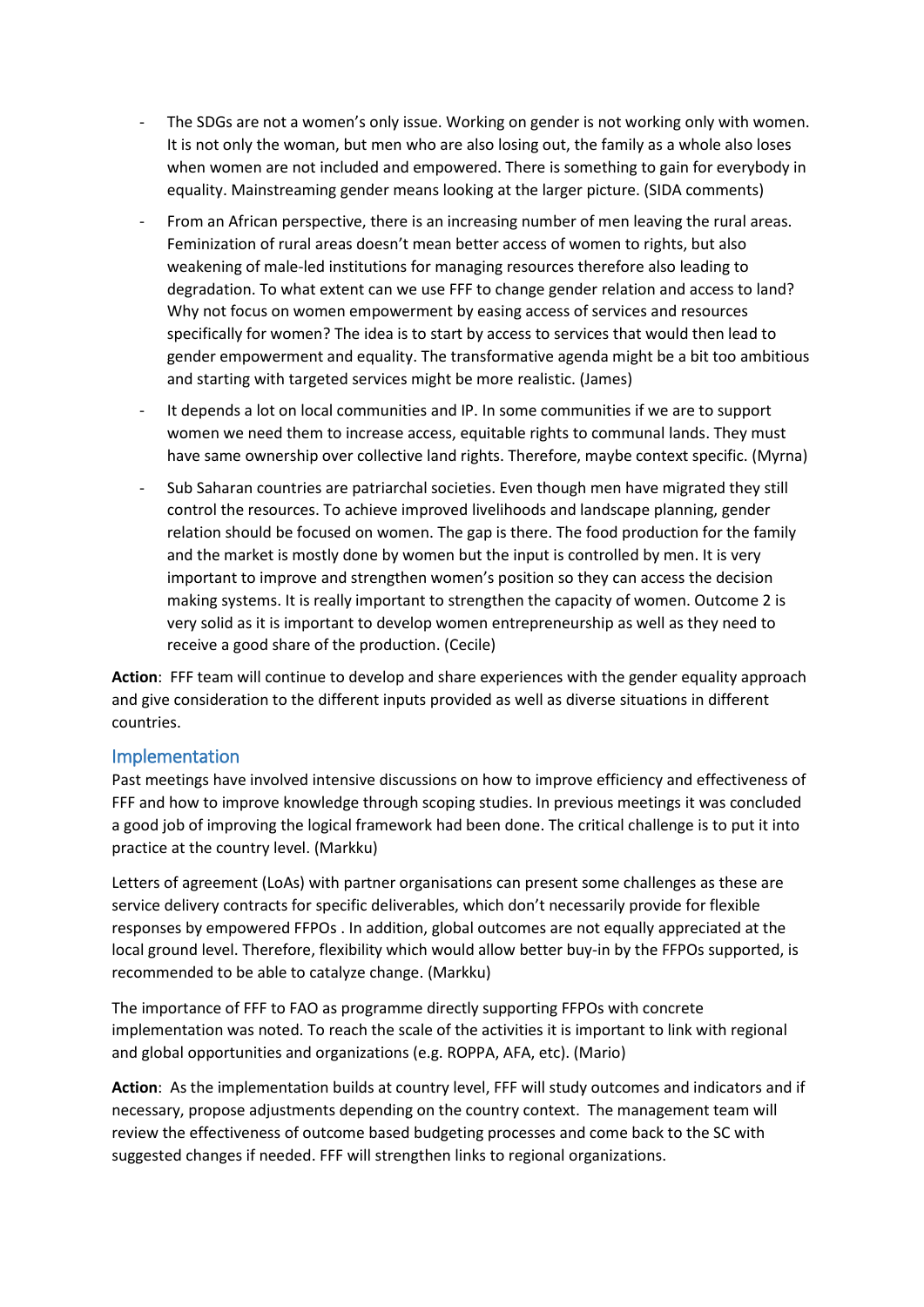- The SDGs are not a women's only issue. Working on gender is not working only with women. It is not only the woman, but men who are also losing out, the family as a whole also loses when women are not included and empowered. There is something to gain for everybody in equality. Mainstreaming gender means looking at the larger picture. (SIDA comments)
- From an African perspective, there is an increasing number of men leaving the rural areas. Feminization of rural areas doesn't mean better access of women to rights, but also weakening of male-led institutions for managing resources therefore also leading to degradation. To what extent can we use FFF to change gender relation and access to land? Why not focus on women empowerment by easing access of services and resources specifically for women? The idea is to start by access to services that would then lead to gender empowerment and equality. The transformative agenda might be a bit too ambitious and starting with targeted services might be more realistic. (James)
- It depends a lot on local communities and IP. In some communities if we are to support women we need them to increase access, equitable rights to communal lands. They must have same ownership over collective land rights. Therefore, maybe context specific. (Myrna)
- Sub Saharan countries are patriarchal societies. Even though men have migrated they still control the resources. To achieve improved livelihoods and landscape planning, gender relation should be focused on women. The gap is there. The food production for the family and the market is mostly done by women but the input is controlled by men. It is very important to improve and strengthen women's position so they can access the decision making systems. It is really important to strengthen the capacity of women. Outcome 2 is very solid as it is important to develop women entrepreneurship as well as they need to receive a good share of the production. (Cecile)

**Action**: FFF team will continue to develop and share experiences with the gender equality approach and give consideration to the different inputs provided as well as diverse situations in different countries.

## Implementation

Past meetings have involved intensive discussions on how to improve efficiency and effectiveness of FFF and how to improve knowledge through scoping studies. In previous meetings it was concluded a good job of improving the logical framework had been done. The critical challenge is to put it into practice at the country level. (Markku)

Letters of agreement (LoAs) with partner organisations can present some challenges as these are service delivery contracts for specific deliverables, which don't necessarily provide for flexible responses by empowered FFPOs . In addition, global outcomes are not equally appreciated at the local ground level. Therefore, flexibility which would allow better buy-in by the FFPOs supported, is recommended to be able to catalyze change. (Markku)

The importance of FFF to FAO as programme directly supporting FFPOs with concrete implementation was noted. To reach the scale of the activities it is important to link with regional and global opportunities and organizations (e.g. ROPPA, AFA, etc). (Mario)

**Action**: As the implementation builds at country level, FFF will study outcomes and indicators and if necessary, propose adjustments depending on the country context. The management team will review the effectiveness of outcome based budgeting processes and come back to the SC with suggested changes if needed. FFF will strengthen links to regional organizations.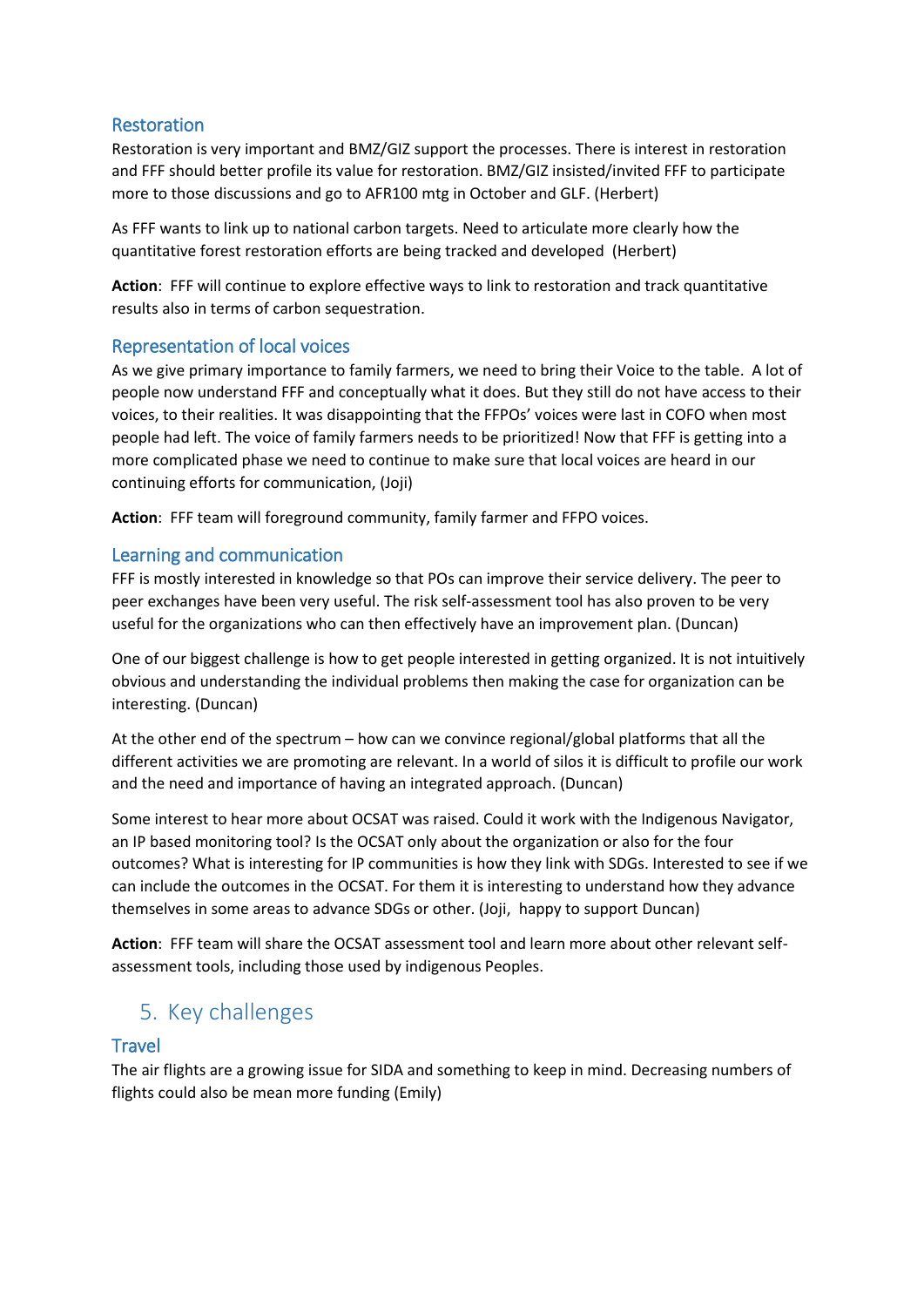### Restoration

Restoration is very important and BMZ/GIZ support the processes. There is interest in restoration and FFF should better profile its value for restoration. BMZ/GIZ insisted/invited FFF to participate more to those discussions and go to AFR100 mtg in October and GLF. (Herbert)

As FFF wants to link up to national carbon targets. Need to articulate more clearly how the quantitative forest restoration efforts are being tracked and developed (Herbert)

**Action**: FFF will continue to explore effective ways to link to restoration and track quantitative results also in terms of carbon sequestration.

### Representation of local voices

As we give primary importance to family farmers, we need to bring their Voice to the table. A lot of people now understand FFF and conceptually what it does. But they still do not have access to their voices, to their realities. It was disappointing that the FFPOs' voices were last in COFO when most people had left. The voice of family farmers needs to be prioritized! Now that FFF is getting into a more complicated phase we need to continue to make sure that local voices are heard in our continuing efforts for communication, (Joji)

**Action**: FFF team will foreground community, family farmer and FFPO voices.

### Learning and communication

FFF is mostly interested in knowledge so that POs can improve their service delivery. The peer to peer exchanges have been very useful. The risk self-assessment tool has also proven to be very useful for the organizations who can then effectively have an improvement plan. (Duncan)

One of our biggest challenge is how to get people interested in getting organized. It is not intuitively obvious and understanding the individual problems then making the case for organization can be interesting. (Duncan)

At the other end of the spectrum – how can we convince regional/global platforms that all the different activities we are promoting are relevant. In a world of silos it is difficult to profile our work and the need and importance of having an integrated approach. (Duncan)

Some interest to hear more about OCSAT was raised. Could it work with the Indigenous Navigator, an IP based monitoring tool? Is the OCSAT only about the organization or also for the four outcomes? What is interesting for IP communities is how they link with SDGs. Interested to see if we can include the outcomes in the OCSAT. For them it is interesting to understand how they advance themselves in some areas to advance SDGs or other. (Joji, happy to support Duncan)

**Action**: FFF team will share the OCSAT assessment tool and learn more about other relevant self-assessment tools, including those used by indigenous Peoples.

## 5. Key challenges

### Travel

The air flights are a growing issue for SIDA and something to keep in mind. Decreasing numbers of flights could also be mean more funding (Emily)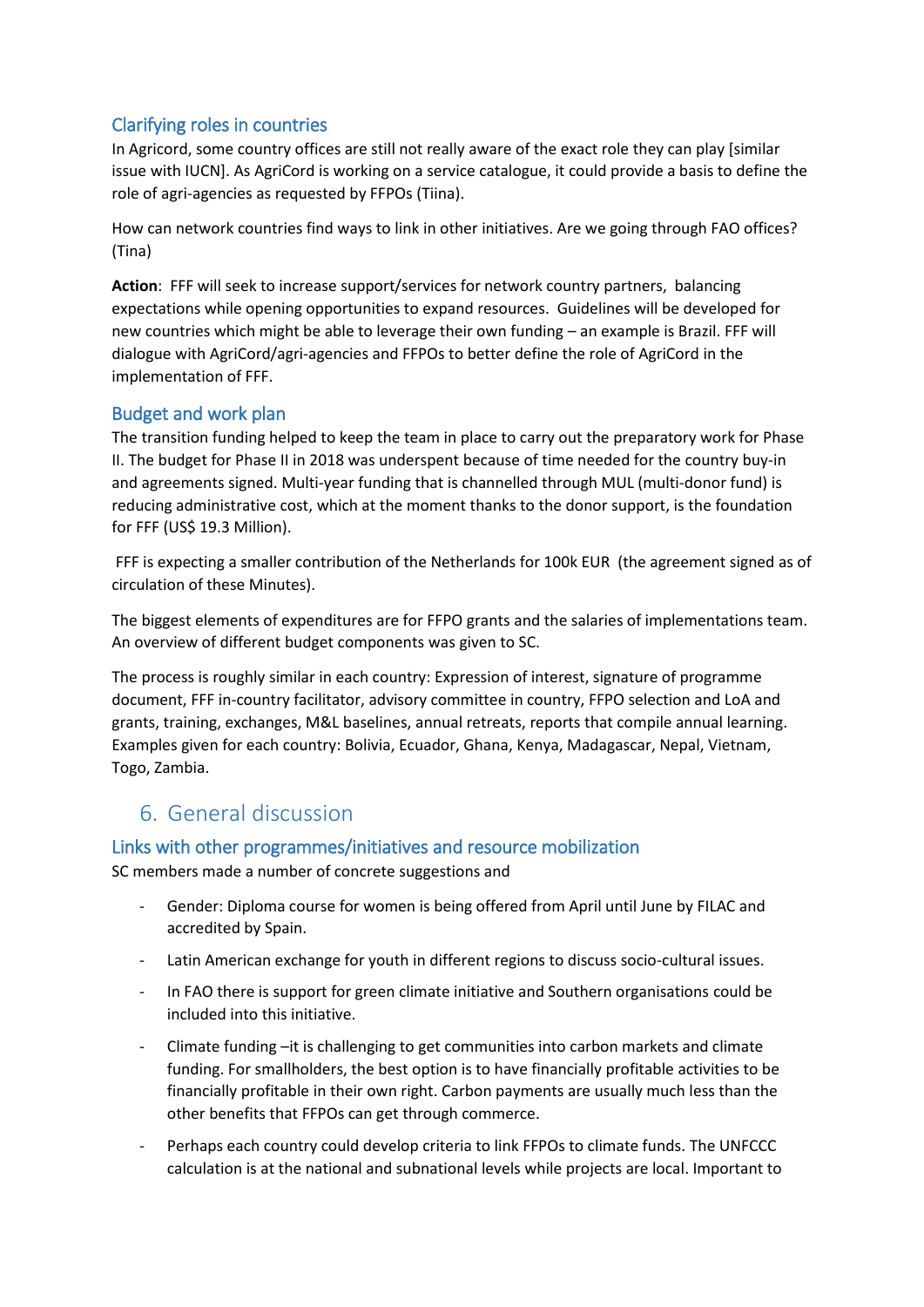### Clarifying roles in countries

In Agricord, some country offices are still not really aware of the exact role they can play [similar issue with IUCN]. As AgriCord is working on a service catalogue, it could provide a basis to define the role of agri-agencies as requested by FFPOs (Tiina).

How can network countries find ways to link in other initiatives. Are we going through FAO offices? (Tina)

**Action**: FFF will seek to increase support/services for network country partners, balancing expectations while opening opportunities to expand resources. Guidelines will be developed for new countries which might be able to leverage their own funding – an example is Brazil. FFF will dialogue with AgriCord/agri-agencies and FFPOs to better define the role of AgriCord in the implementation of FFF.

### Budget and work plan

The transition funding helped to keep the team in place to carry out the preparatory work for Phase II. The budget for Phase II in 2018 was underspent because of time needed for the country buy-in and agreements signed. Multi-year funding that is channelled through MUL (multi-donor fund) is reducing administrative cost, which at the moment thanks to the donor support, is the foundation for FFF (US$ 19.3 Million).

FFF is expecting a smaller contribution of the Netherlands for 100k EUR (the agreement signed as of circulation of these Minutes).

The biggest elements of expenditures are for FFPO grants and the salaries of implementations team. An overview of different budget components was given to SC.

The process is roughly similar in each country: Expression of interest, signature of programme document, FFF in-country facilitator, advisory committee in country, FFPO selection and LoA and grants, training, exchanges, M&L baselines, annual retreats, reports that compile annual learning. Examples given for each country: Bolivia, Ecuador, Ghana, Kenya, Madagascar, Nepal, Vietnam, Togo, Zambia.

## 6. General discussion

### Links with other programmes/initiatives and resource mobilization

SC members made a number of concrete suggestions and

- Gender: Diploma course for women is being offered from April until June by FILAC and accredited by Spain.
- Latin American exchange for youth in different regions to discuss socio-cultural issues.
- In FAO there is support for green climate initiative and Southern organisations could be included into this initiative.
- Climate funding –it is challenging to get communities into carbon markets and climate funding. For smallholders, the best option is to have financially profitable activities to be financially profitable in their own right. Carbon payments are usually much less than the other benefits that FFPOs can get through commerce.
- Perhaps each country could develop criteria to link FFPOs to climate funds. The UNFCCC calculation is at the national and subnational levels while projects are local. Important to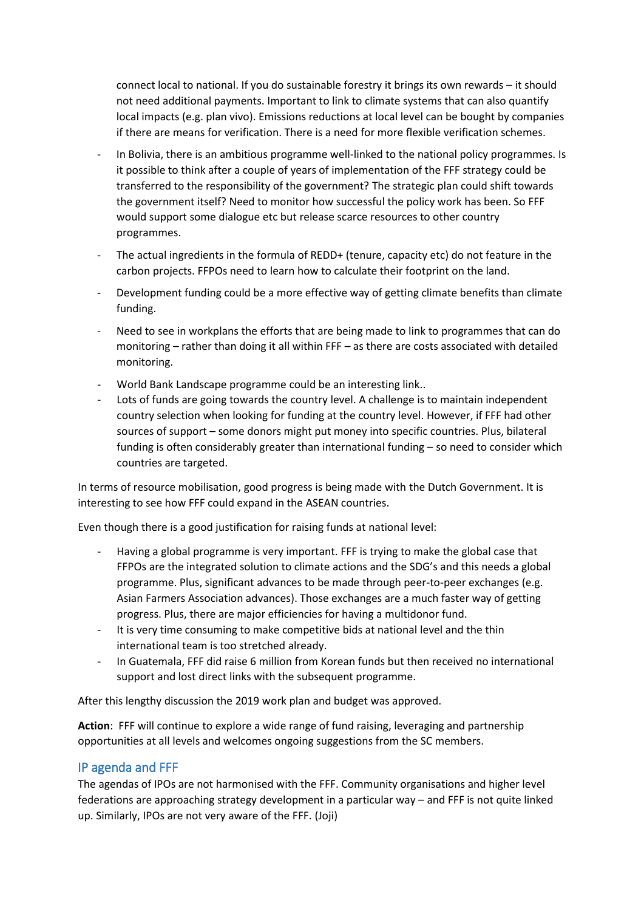connect local to national. If you do sustainable forestry it brings its own rewards – it should not need additional payments. Important to link to climate systems that can also quantify local impacts (e.g. plan vivo). Emissions reductions at local level can be bought by companies if there are means for verification. There is a need for more flexible verification schemes.

- In Bolivia, there is an ambitious programme well-linked to the national policy programmes. Is it possible to think after a couple of years of implementation of the FFF strategy could be transferred to the responsibility of the government? The strategic plan could shift towards the government itself? Need to monitor how successful the policy work has been. So FFF would support some dialogue etc but release scarce resources to other country programmes.
- The actual ingredients in the formula of REDD+ (tenure, capacity etc) do not feature in the carbon projects. FFPOs need to learn how to calculate their footprint on the land.
- Development funding could be a more effective way of getting climate benefits than climate funding.
- Need to see in workplans the efforts that are being made to link to programmes that can do monitoring – rather than doing it all within FFF – as there are costs associated with detailed monitoring.
- World Bank Landscape programme could be an interesting link..
- Lots of funds are going towards the country level. A challenge is to maintain independent country selection when looking for funding at the country level. However, if FFF had other sources of support – some donors might put money into specific countries. Plus, bilateral funding is often considerably greater than international funding – so need to consider which countries are targeted.

In terms of resource mobilisation, good progress is being made with the Dutch Government. It is interesting to see how FFF could expand in the ASEAN countries.

Even though there is a good justification for raising funds at national level:

- Having a global programme is very important. FFF is trying to make the global case that FFPOs are the integrated solution to climate actions and the SDG's and this needs a global programme. Plus, significant advances to be made through peer-to-peer exchanges (e.g. Asian Farmers Association advances). Those exchanges are a much faster way of getting progress. Plus, there are major efficiencies for having a multidonor fund.
- It is very time consuming to make competitive bids at national level and the thin international team is too stretched already.
- In Guatemala, FFF did raise 6 million from Korean funds but then received no international support and lost direct links with the subsequent programme.

After this lengthy discussion the 2019 work plan and budget was approved.

**Action**: FFF will continue to explore a wide range of fund raising, leveraging and partnership opportunities at all levels and welcomes ongoing suggestions from the SC members.

## IP agenda and FFF

The agendas of IPOs are not harmonised with the FFF. Community organisations and higher level federations are approaching strategy development in a particular way – and FFF is not quite linked up. Similarly, IPOs are not very aware of the FFF. (Joji)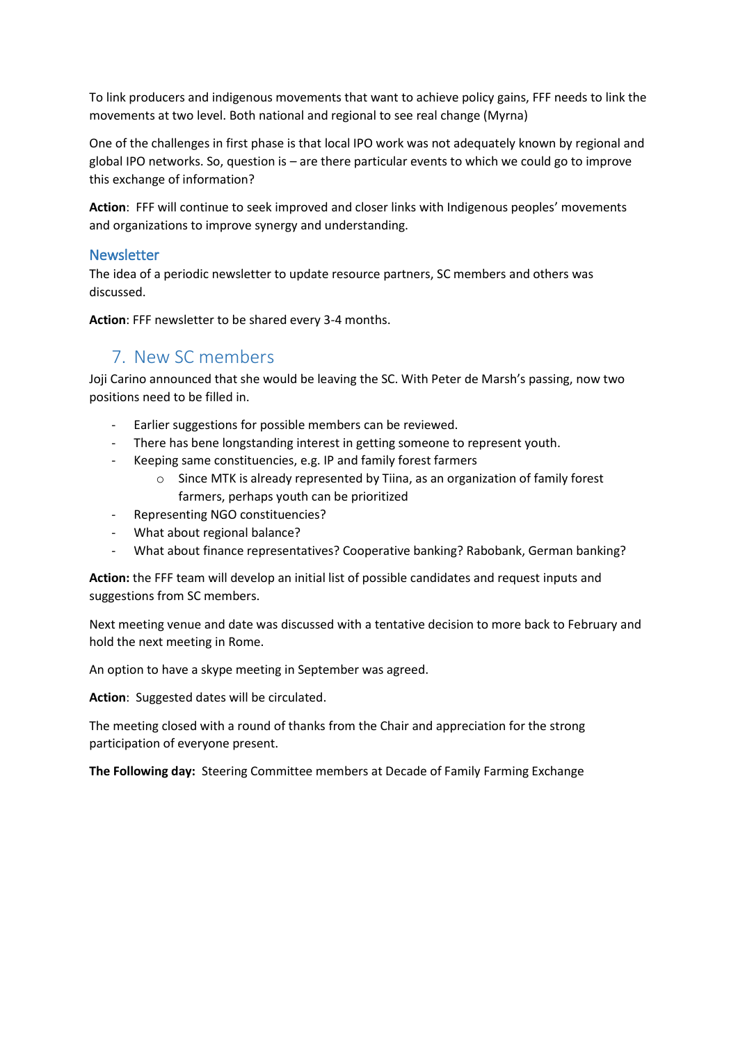To link producers and indigenous movements that want to achieve policy gains, FFF needs to link the movements at two level. Both national and regional to see real change (Myrna)

One of the challenges in first phase is that local IPO work was not adequately known by regional and global IPO networks. So, question is – are there particular events to which we could go to improve this exchange of information?

**Action**: FFF will continue to seek improved and closer links with Indigenous peoples' movements and organizations to improve synergy and understanding.

### Newsletter

The idea of a periodic newsletter to update resource partners, SC members and others was discussed.

**Action**: FFF newsletter to be shared every 3-4 months.

## 7. New SC members

Joji Carino announced that she would be leaving the SC. With Peter de Marsh's passing, now two positions need to be filled in.

- Earlier suggestions for possible members can be reviewed.
- There has bene longstanding interest in getting someone to represent youth.
- Keeping same constituencies, e.g. IP and family forest farmers
  - Since MTK is already represented by Tiina, as an organization of family forest farmers, perhaps youth can be prioritized
- Representing NGO constituencies?
- What about regional balance?
- What about finance representatives? Cooperative banking? Rabobank, German banking?

**Action:** the FFF team will develop an initial list of possible candidates and request inputs and suggestions from SC members.

Next meeting venue and date was discussed with a tentative decision to more back to February and hold the next meeting in Rome.

An option to have a skype meeting in September was agreed.

**Action**: Suggested dates will be circulated.

The meeting closed with a round of thanks from the Chair and appreciation for the strong participation of everyone present.

**The Following day:** Steering Committee members at Decade of Family Farming Exchange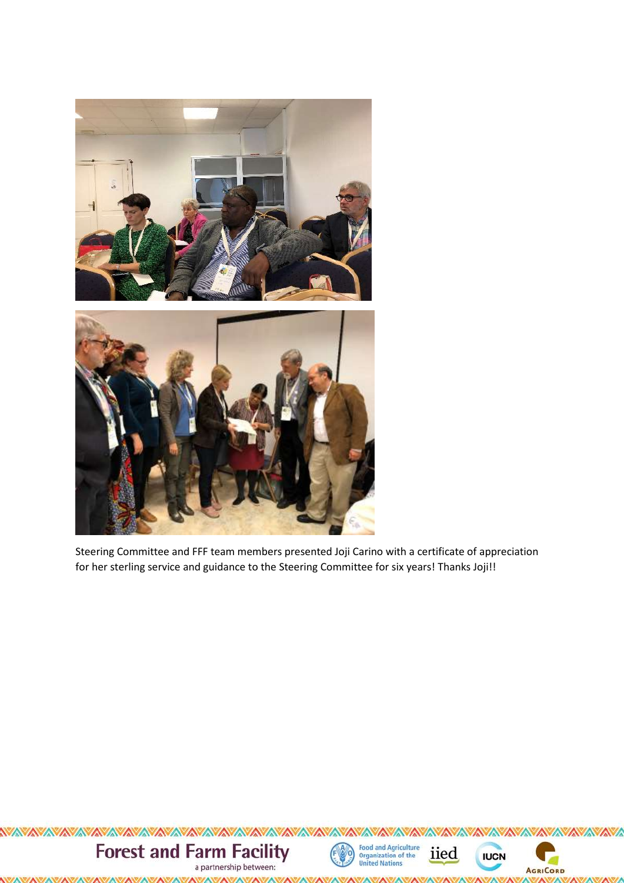Steering Committee and FFF team members presented Joji Carino with a certificate of appreciation for her sterling service and guidance to the Steering Committee for six years! Thanks Joji!!